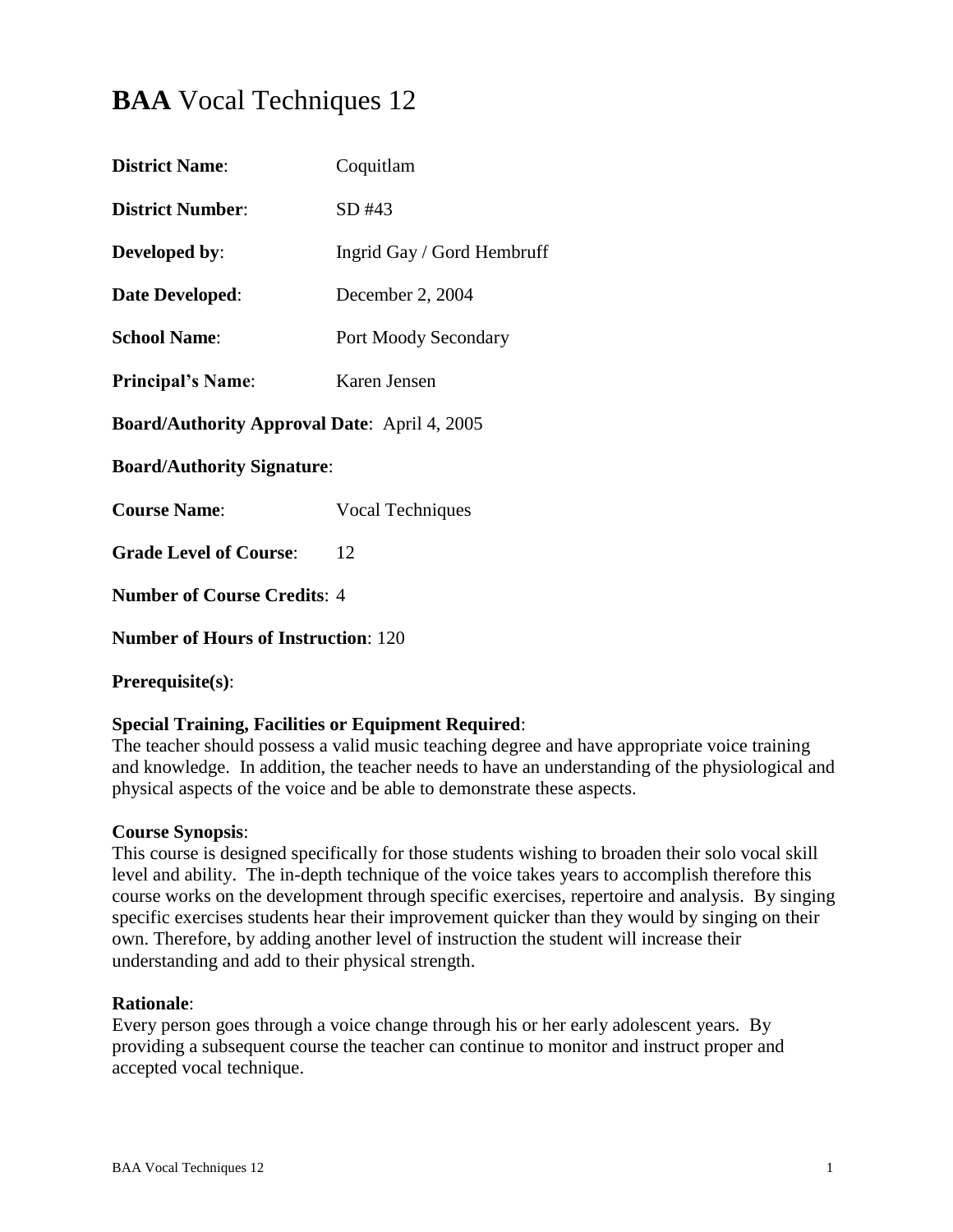# **BAA** Vocal Techniques 12

**District Name**: Coquitlam

**District Number**: SD #43

**Developed by**: Ingrid Gay / Gord Hembruff

**Date Developed**: December 2, 2004

**School Name**: Port Moody Secondary

**Principal's Name**: Karen Jensen

**Board/Authority Approval Date**: April 4, 2005

**Board/Authority Signature**:

**Course Name**: Vocal Techniques

**Grade Level of Course**: 12

**Number of Course Credits**: 4

**Number of Hours of Instruction**: 120

**Prerequisite(s)**:

**Special Training, Facilities or Equipment Required**:
The teacher should possess a valid music teaching degree and have appropriate voice training and knowledge. In addition, the teacher needs to have an understanding of the physiological and physical aspects of the voice and be able to demonstrate these aspects.

**Course Synopsis**:
This course is designed specifically for those students wishing to broaden their solo vocal skill level and ability. The in-depth technique of the voice takes years to accomplish therefore this course works on the development through specific exercises, repertoire and analysis. By singing specific exercises students hear their improvement quicker than they would by singing on their own. Therefore, by adding another level of instruction the student will increase their understanding and add to their physical strength.

**Rationale**:
Every person goes through a voice change through his or her early adolescent years. By providing a subsequent course the teacher can continue to monitor and instruct proper and accepted vocal technique.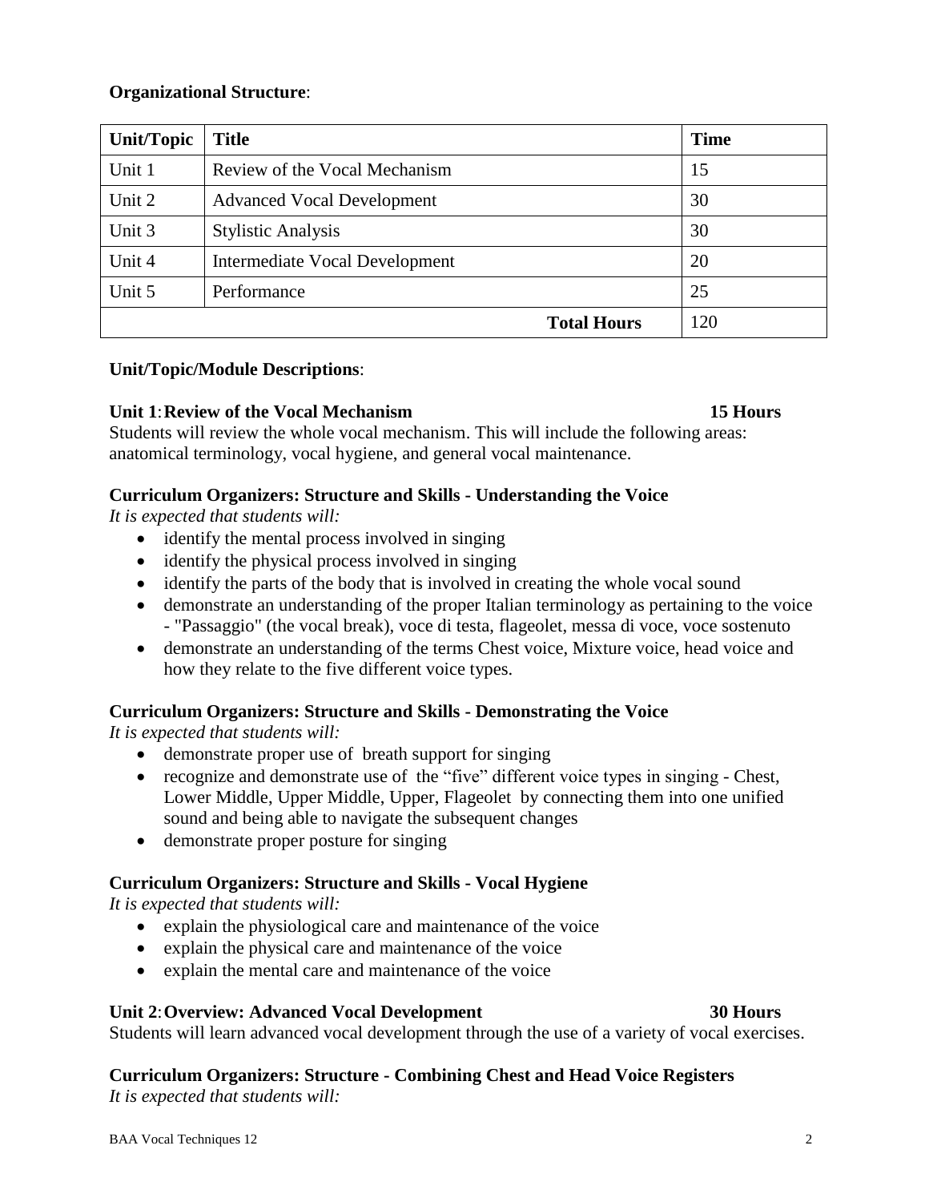**Organizational Structure**:

| Unit/Topic | Title | Time |
|---|---|---|
| Unit 1 | Review of the Vocal Mechanism | 15 |
| Unit 2 | Advanced Vocal Development | 30 |
| Unit 3 | Stylistic Analysis | 30 |
| Unit 4 | Intermediate Vocal Development | 20 |
| Unit 5 | Performance | 25 |
| | **Total Hours** | 120 |

**Unit/Topic/Module Descriptions**:

**Unit 1**: **Review of the Vocal Mechanism** **15 Hours**

Students will review the whole vocal mechanism. This will include the following areas: anatomical terminology, vocal hygiene, and general vocal maintenance.

**Curriculum Organizers: Structure and Skills - Understanding the Voice**

*It is expected that students will:*

- identify the mental process involved in singing
- identify the physical process involved in singing
- identify the parts of the body that is involved in creating the whole vocal sound
- demonstrate an understanding of the proper Italian terminology as pertaining to the voice - "Passaggio" (the vocal break), voce di testa, flageolet, messa di voce, voce sostenuto
- demonstrate an understanding of the terms Chest voice, Mixture voice, head voice and how they relate to the five different voice types.

**Curriculum Organizers: Structure and Skills - Demonstrating the Voice**

*It is expected that students will:*

- demonstrate proper use of breath support for singing
- recognize and demonstrate use of the "five" different voice types in singing - Chest, Lower Middle, Upper Middle, Upper, Flageolet by connecting them into one unified sound and being able to navigate the subsequent changes
- demonstrate proper posture for singing

**Curriculum Organizers: Structure and Skills - Vocal Hygiene**

*It is expected that students will:*

- explain the physiological care and maintenance of the voice
- explain the physical care and maintenance of the voice
- explain the mental care and maintenance of the voice

**Unit 2**: **Overview: Advanced Vocal Development** **30 Hours**

Students will learn advanced vocal development through the use of a variety of vocal exercises.

**Curriculum Organizers: Structure - Combining Chest and Head Voice Registers**

*It is expected that students will:*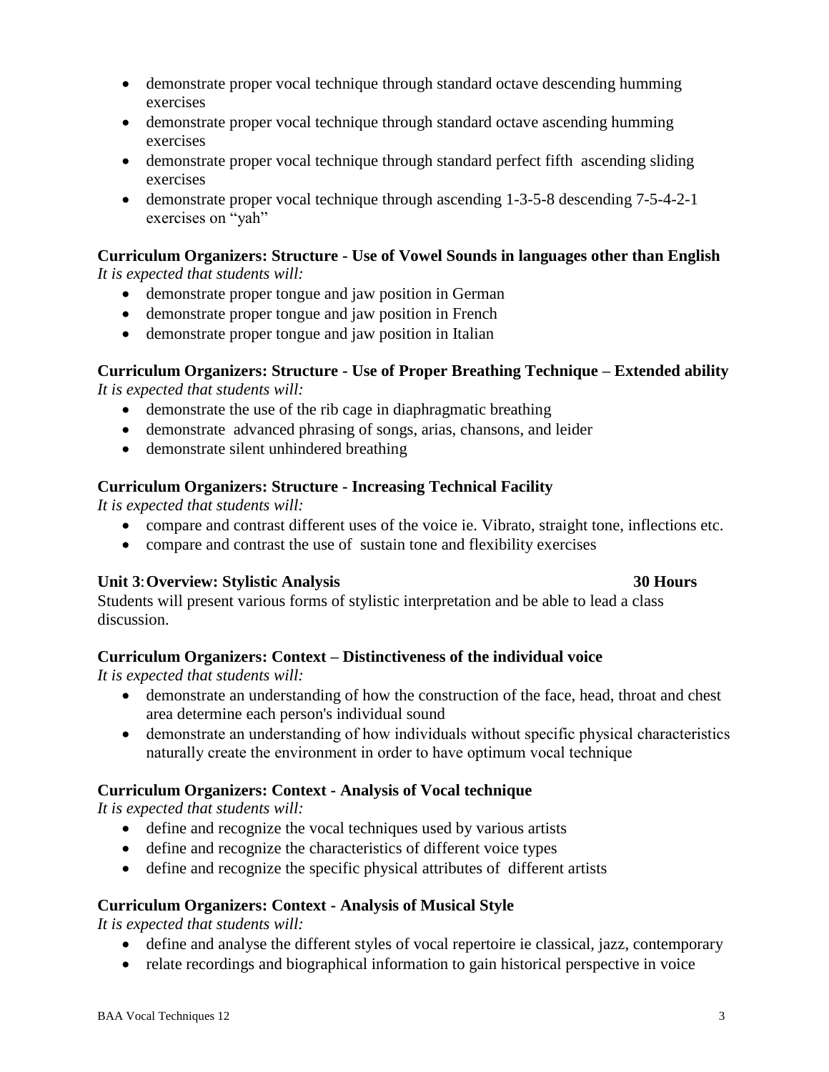- demonstrate proper vocal technique through standard octave descending humming exercises
- demonstrate proper vocal technique through standard octave ascending humming exercises
- demonstrate proper vocal technique through standard perfect fifth ascending sliding exercises
- demonstrate proper vocal technique through ascending 1-3-5-8 descending 7-5-4-2-1 exercises on "yah"

**Curriculum Organizers: Structure - Use of Vowel Sounds in languages other than English**
*It is expected that students will:*

- demonstrate proper tongue and jaw position in German
- demonstrate proper tongue and jaw position in French
- demonstrate proper tongue and jaw position in Italian

**Curriculum Organizers: Structure - Use of Proper Breathing Technique – Extended ability**
*It is expected that students will:*

- demonstrate the use of the rib cage in diaphragmatic breathing
- demonstrate advanced phrasing of songs, arias, chansons, and leider
- demonstrate silent unhindered breathing

**Curriculum Organizers: Structure - Increasing Technical Facility**
*It is expected that students will:*

- compare and contrast different uses of the voice ie. Vibrato, straight tone, inflections etc.
- compare and contrast the use of sustain tone and flexibility exercises

**Unit 3: Overview: Stylistic Analysis 30 Hours**
Students will present various forms of stylistic interpretation and be able to lead a class discussion.

**Curriculum Organizers: Context – Distinctiveness of the individual voice**
*It is expected that students will:*

- demonstrate an understanding of how the construction of the face, head, throat and chest area determine each person's individual sound
- demonstrate an understanding of how individuals without specific physical characteristics naturally create the environment in order to have optimum vocal technique

**Curriculum Organizers: Context - Analysis of Vocal technique**
*It is expected that students will:*

- define and recognize the vocal techniques used by various artists
- define and recognize the characteristics of different voice types
- define and recognize the specific physical attributes of different artists

**Curriculum Organizers: Context - Analysis of Musical Style**
*It is expected that students will:*

- define and analyse the different styles of vocal repertoire ie classical, jazz, contemporary
- relate recordings and biographical information to gain historical perspective in voice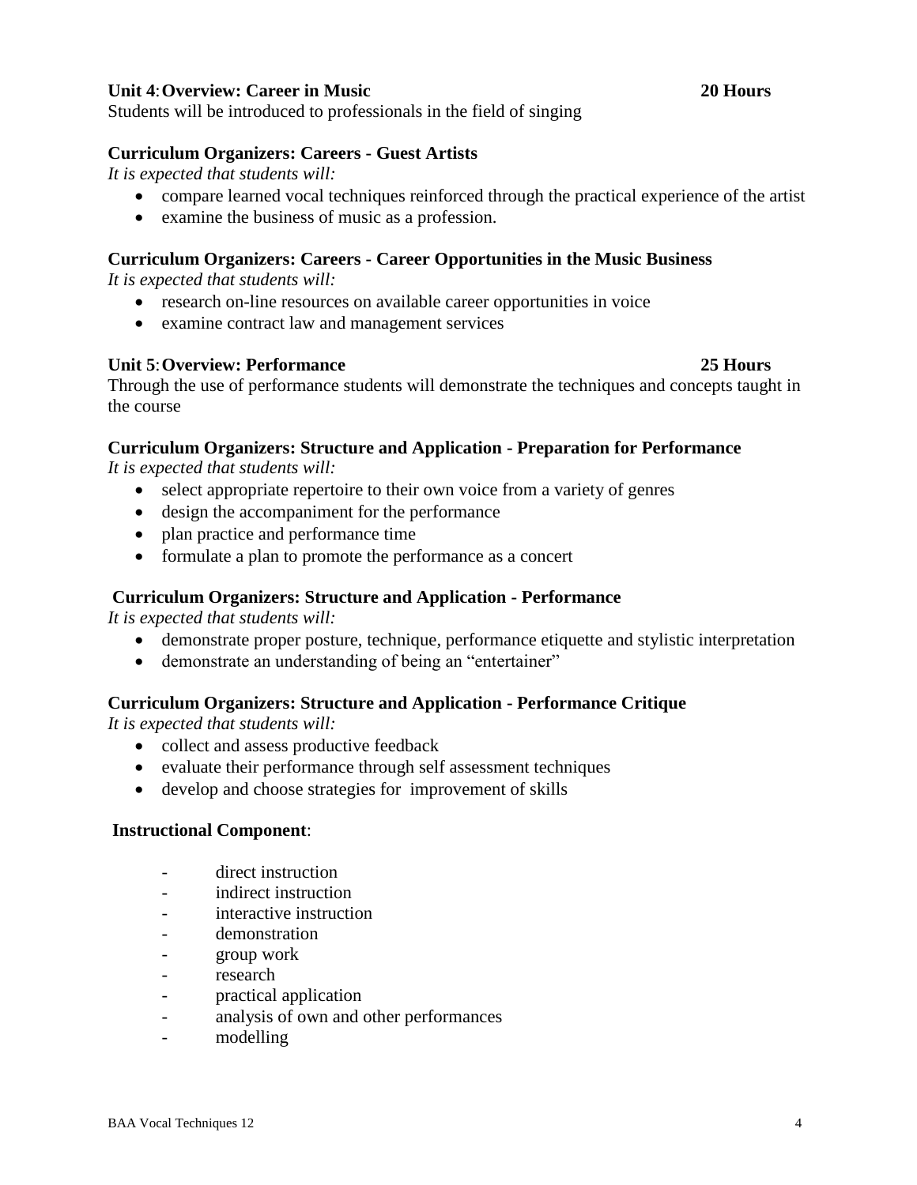**Unit 4: Overview: Career in Music** **20 Hours**

Students will be introduced to professionals in the field of singing

**Curriculum Organizers: Careers - Guest Artists**

*It is expected that students will:*

- compare learned vocal techniques reinforced through the practical experience of the artist
- examine the business of music as a profession.

**Curriculum Organizers: Careers - Career Opportunities in the Music Business**

*It is expected that students will:*

- research on-line resources on available career opportunities in voice
- examine contract law and management services

**Unit 5: Overview: Performance** **25 Hours**

Through the use of performance students will demonstrate the techniques and concepts taught in the course

**Curriculum Organizers: Structure and Application - Preparation for Performance**

*It is expected that students will:*

- select appropriate repertoire to their own voice from a variety of genres
- design the accompaniment for the performance
- plan practice and performance time
- formulate a plan to promote the performance as a concert

**Curriculum Organizers: Structure and Application - Performance**

*It is expected that students will:*

- demonstrate proper posture, technique, performance etiquette and stylistic interpretation
- demonstrate an understanding of being an "entertainer"

**Curriculum Organizers: Structure and Application - Performance Critique**

*It is expected that students will:*

- collect and assess productive feedback
- evaluate their performance through self assessment techniques
- develop and choose strategies for improvement of skills

**Instructional Component**:

- direct instruction
- indirect instruction
- interactive instruction
- demonstration
- group work
- research
- practical application
- analysis of own and other performances
- modelling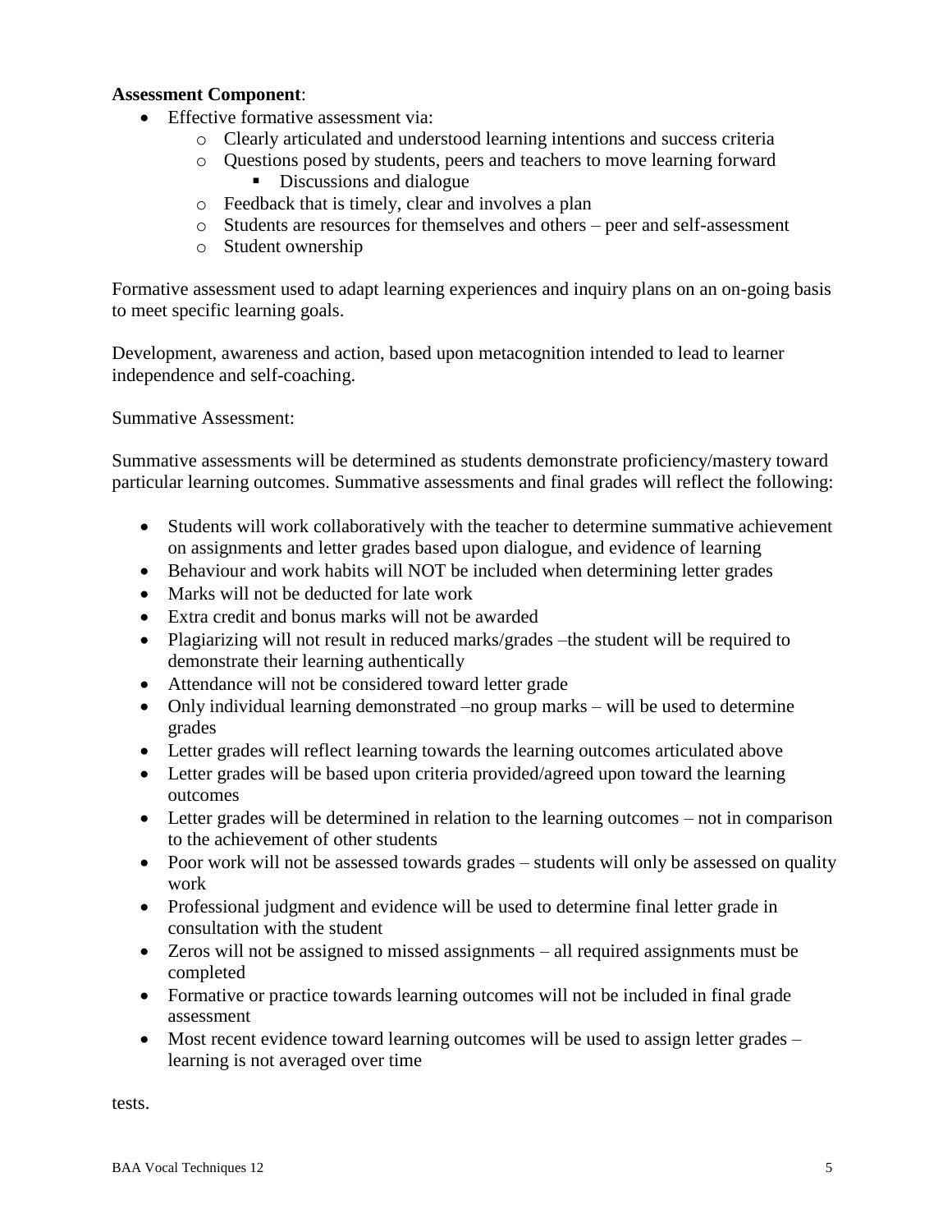**Assessment Component**:

- Effective formative assessment via:
    - Clearly articulated and understood learning intentions and success criteria
    - Questions posed by students, peers and teachers to move learning forward
        - Discussions and dialogue
    - Feedback that is timely, clear and involves a plan
    - Students are resources for themselves and others – peer and self-assessment
    - Student ownership

Formative assessment used to adapt learning experiences and inquiry plans on an on-going basis to meet specific learning goals.

Development, awareness and action, based upon metacognition intended to lead to learner independence and self-coaching.

Summative Assessment:

Summative assessments will be determined as students demonstrate proficiency/mastery toward particular learning outcomes. Summative assessments and final grades will reflect the following:

- Students will work collaboratively with the teacher to determine summative achievement on assignments and letter grades based upon dialogue, and evidence of learning
- Behaviour and work habits will NOT be included when determining letter grades
- Marks will not be deducted for late work
- Extra credit and bonus marks will not be awarded
- Plagiarizing will not result in reduced marks/grades –the student will be required to demonstrate their learning authentically
- Attendance will not be considered toward letter grade
- Only individual learning demonstrated –no group marks – will be used to determine grades
- Letter grades will reflect learning towards the learning outcomes articulated above
- Letter grades will be based upon criteria provided/agreed upon toward the learning outcomes
- Letter grades will be determined in relation to the learning outcomes – not in comparison to the achievement of other students
- Poor work will not be assessed towards grades – students will only be assessed on quality work
- Professional judgment and evidence will be used to determine final letter grade in consultation with the student
- Zeros will not be assigned to missed assignments – all required assignments must be completed
- Formative or practice towards learning outcomes will not be included in final grade assessment
- Most recent evidence toward learning outcomes will be used to assign letter grades – learning is not averaged over time

tests.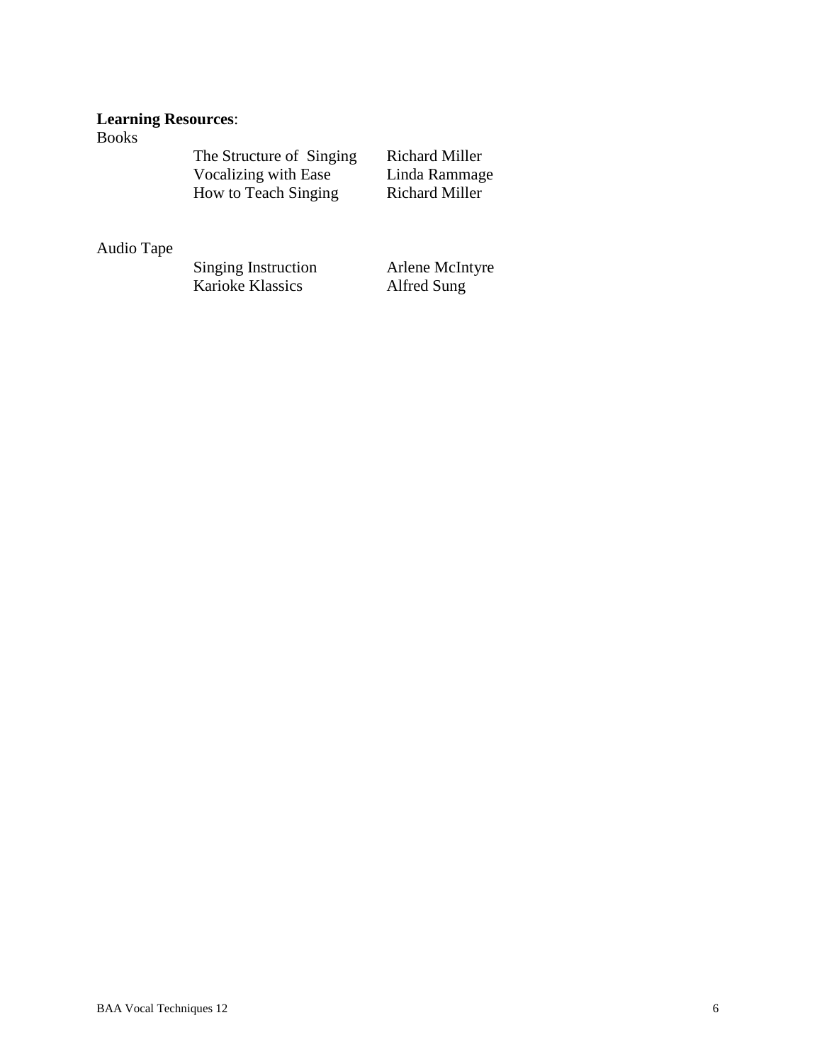**Learning Resources**:

Books

| | |
|---|---|
| The Structure of Singing | Richard Miller |
| Vocalizing with Ease | Linda Rammage |
| How to Teach Singing | Richard Miller |

Audio Tape

| | |
|---|---|
| Singing Instruction | Arlene McIntyre |
| Karioke Klassics | Alfred Sung |